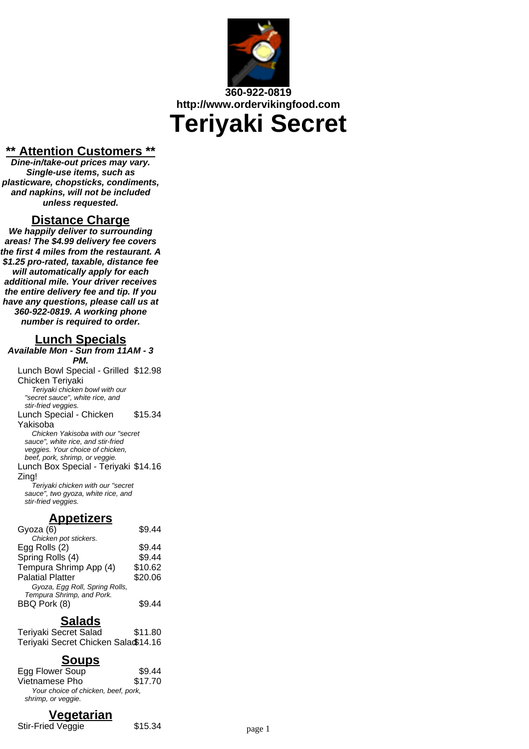360-922-0819
http://www.ordervikingfood.com

# Teriyaki Secret

## ** Attention Customers **

***Dine-in/take-out prices may vary. Single-use items, such as plasticware, chopsticks, condiments, and napkins, will not be included unless requested.***

## Distance Charge

***We happily deliver to surrounding areas! The $4.99 delivery fee covers the first 4 miles from the restaurant. A $1.25 pro-rated, taxable, distance fee will automatically apply for each additional mile. Your driver receives the entire delivery fee and tip. If you have any questions, please call us at 360-922-0819. A working phone number is required to order.***

## Lunch Specials

***Available Mon - Sun from 11AM - 3 PM.***

| Item | Price |
|---|---|
| Lunch Bowl Special - Grilled Chicken Teriyaki<br>*Teriyaki chicken bowl with our "secret sauce", white rice, and stir-fried veggies.* | $12.98 |
| Lunch Special - Chicken Yakisoba<br>*Chicken Yakisoba with our "secret sauce", white rice, and stir-fried veggies. Your choice of chicken, beef, pork, shrimp, or veggie.* | $15.34 |
| Lunch Box Special - Teriyaki Zing!<br>*Teriyaki chicken with our "secret sauce", two gyoza, white rice, and stir-fried veggies.* | $14.16 |

## Appetizers

| Item | Price |
|---|---|
| Gyoza (6)<br>*Chicken pot stickers.* | $9.44 |
| Egg Rolls (2) | $9.44 |
| Spring Rolls (4) | $9.44 |
| Tempura Shrimp App (4) | $10.62 |
| Palatial Platter<br>*Gyoza, Egg Roll, Spring Rolls, Tempura Shrimp, and Pork.* | $20.06 |
| BBQ Pork (8) | $9.44 |

## Salads

| Item | Price |
|---|---|
| Teriyaki Secret Salad | $11.80 |
| Teriyaki Secret Chicken Salad | $14.16 |

## Soups

| Item | Price |
|---|---|
| Egg Flower Soup | $9.44 |
| Vietnamese Pho<br>*Your choice of chicken, beef, pork, shrimp, or veggie.* | $17.70 |

## Vegetarian

| Item | Price |
|---|---|
| Stir-Fried Veggie | $15.34 |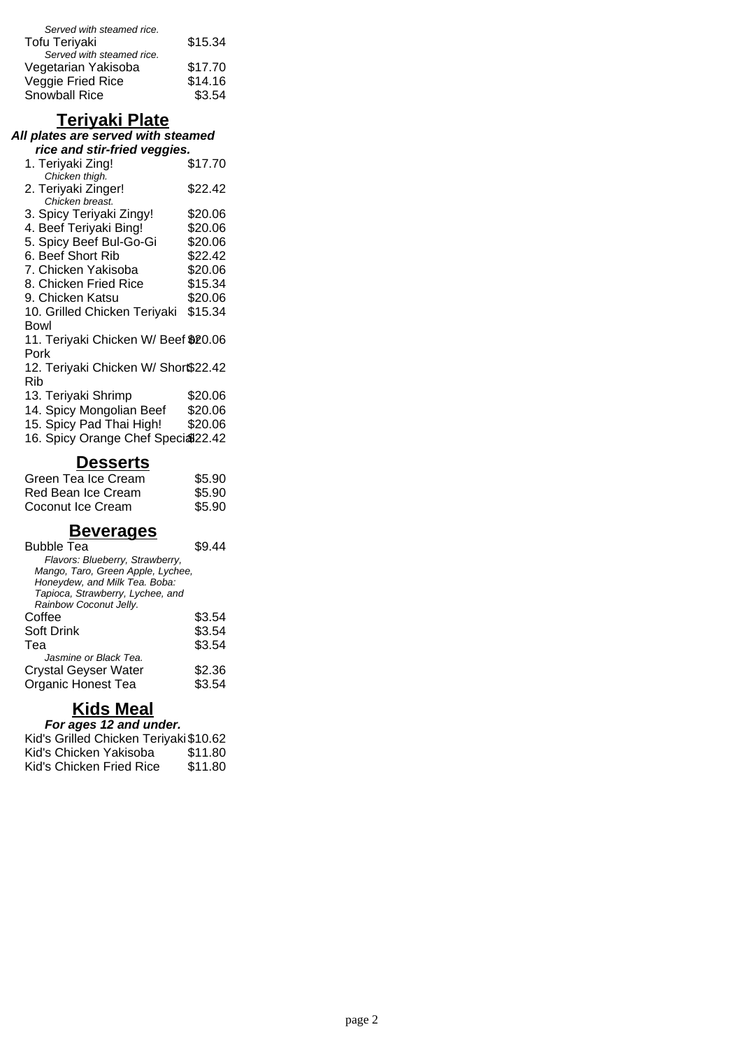*Served with steamed rice.*

| | |
|---|---|
| Tofu Teriyaki | $15.34 |

*Served with steamed rice.*

| | |
|---|---|
| Vegetarian Yakisoba | $17.70 |
| Veggie Fried Rice | $14.16 |
| Snowball Rice | $3.54 |

## Teriyaki Plate

***All plates are served with steamed rice and stir-fried veggies.***

| | |
|---|---|
| 1. Teriyaki Zing! *Chicken thigh.* | $17.70 |
| 2. Teriyaki Zinger! *Chicken breast.* | $22.42 |
| 3. Spicy Teriyaki Zingy! | $20.06 |
| 4. Beef Teriyaki Bing! | $20.06 |
| 5. Spicy Beef Bul-Go-Gi | $20.06 |
| 6. Beef Short Rib | $22.42 |
| 7. Chicken Yakisoba | $20.06 |
| 8. Chicken Fried Rice | $15.34 |
| 9. Chicken Katsu | $20.06 |
| 10. Grilled Chicken Teriyaki Bowl | $15.34 |
| 11. Teriyaki Chicken W/ Beef Pork | $20.06 |
| 12. Teriyaki Chicken W/ Short Rib | $22.42 |
| 13. Teriyaki Shrimp | $20.06 |
| 14. Spicy Mongolian Beef | $20.06 |
| 15. Spicy Pad Thai High! | $20.06 |
| 16. Spicy Orange Chef Special | $22.42 |

## Desserts

| | |
|---|---|
| Green Tea Ice Cream | $5.90 |
| Red Bean Ice Cream | $5.90 |
| Coconut Ice Cream | $5.90 |

## Beverages

| | |
|---|---|
| Bubble Tea *Flavors: Blueberry, Strawberry, Mango, Taro, Green Apple, Lychee, Honeydew, and Milk Tea. Boba: Tapioca, Strawberry, Lychee, and Rainbow Coconut Jelly.* | $9.44 |
| Coffee | $3.54 |
| Soft Drink | $3.54 |
| Tea *Jasmine or Black Tea.* | $3.54 |
| Crystal Geyser Water | $2.36 |
| Organic Honest Tea | $3.54 |

## Kids Meal

***For ages 12 and under.***

| | |
|---|---|
| Kid's Grilled Chicken Teriyaki | $10.62 |
| Kid's Chicken Yakisoba | $11.80 |
| Kid's Chicken Fried Rice | $11.80 |